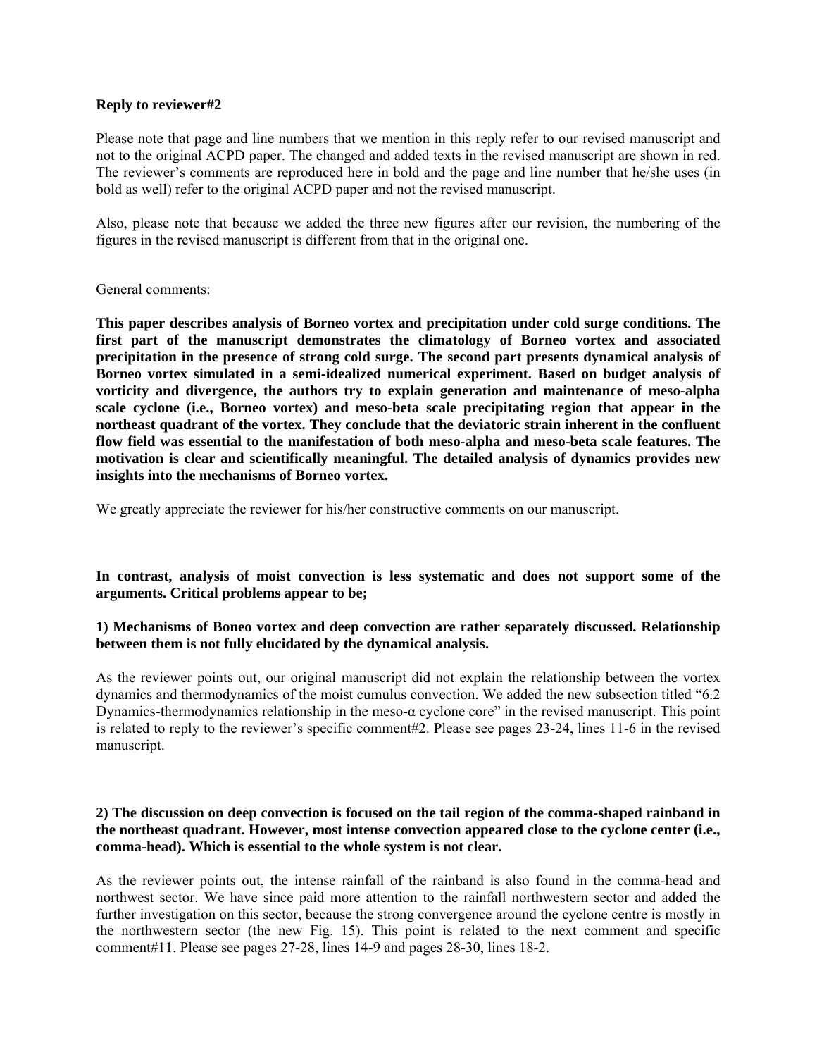**Reply to reviewer#2**

Please note that page and line numbers that we mention in this reply refer to our revised manuscript and not to the original ACPD paper. The changed and added texts in the revised manuscript are shown in red. The reviewer's comments are reproduced here in bold and the page and line number that he/she uses (in bold as well) refer to the original ACPD paper and not the revised manuscript.

Also, please note that because we added the three new figures after our revision, the numbering of the figures in the revised manuscript is different from that in the original one.

General comments:

**This paper describes analysis of Borneo vortex and precipitation under cold surge conditions. The first part of the manuscript demonstrates the climatology of Borneo vortex and associated precipitation in the presence of strong cold surge. The second part presents dynamical analysis of Borneo vortex simulated in a semi-idealized numerical experiment. Based on budget analysis of vorticity and divergence, the authors try to explain generation and maintenance of meso-alpha scale cyclone (i.e., Borneo vortex) and meso-beta scale precipitating region that appear in the northeast quadrant of the vortex. They conclude that the deviatoric strain inherent in the confluent flow field was essential to the manifestation of both meso-alpha and meso-beta scale features. The motivation is clear and scientifically meaningful. The detailed analysis of dynamics provides new insights into the mechanisms of Borneo vortex.**

We greatly appreciate the reviewer for his/her constructive comments on our manuscript.

**In contrast, analysis of moist convection is less systematic and does not support some of the arguments. Critical problems appear to be;**

**1) Mechanisms of Boneo vortex and deep convection are rather separately discussed. Relationship between them is not fully elucidated by the dynamical analysis.**

As the reviewer points out, our original manuscript did not explain the relationship between the vortex dynamics and thermodynamics of the moist cumulus convection. We added the new subsection titled "6.2 Dynamics-thermodynamics relationship in the meso-α cyclone core" in the revised manuscript. This point is related to reply to the reviewer's specific comment#2. Please see pages 23-24, lines 11-6 in the revised manuscript.

**2) The discussion on deep convection is focused on the tail region of the comma-shaped rainband in the northeast quadrant. However, most intense convection appeared close to the cyclone center (i.e., comma-head). Which is essential to the whole system is not clear.**

As the reviewer points out, the intense rainfall of the rainband is also found in the comma-head and northwest sector. We have since paid more attention to the rainfall northwestern sector and added the further investigation on this sector, because the strong convergence around the cyclone centre is mostly in the northwestern sector (the new Fig. 15). This point is related to the next comment and specific comment#11. Please see pages 27-28, lines 14-9 and pages 28-30, lines 18-2.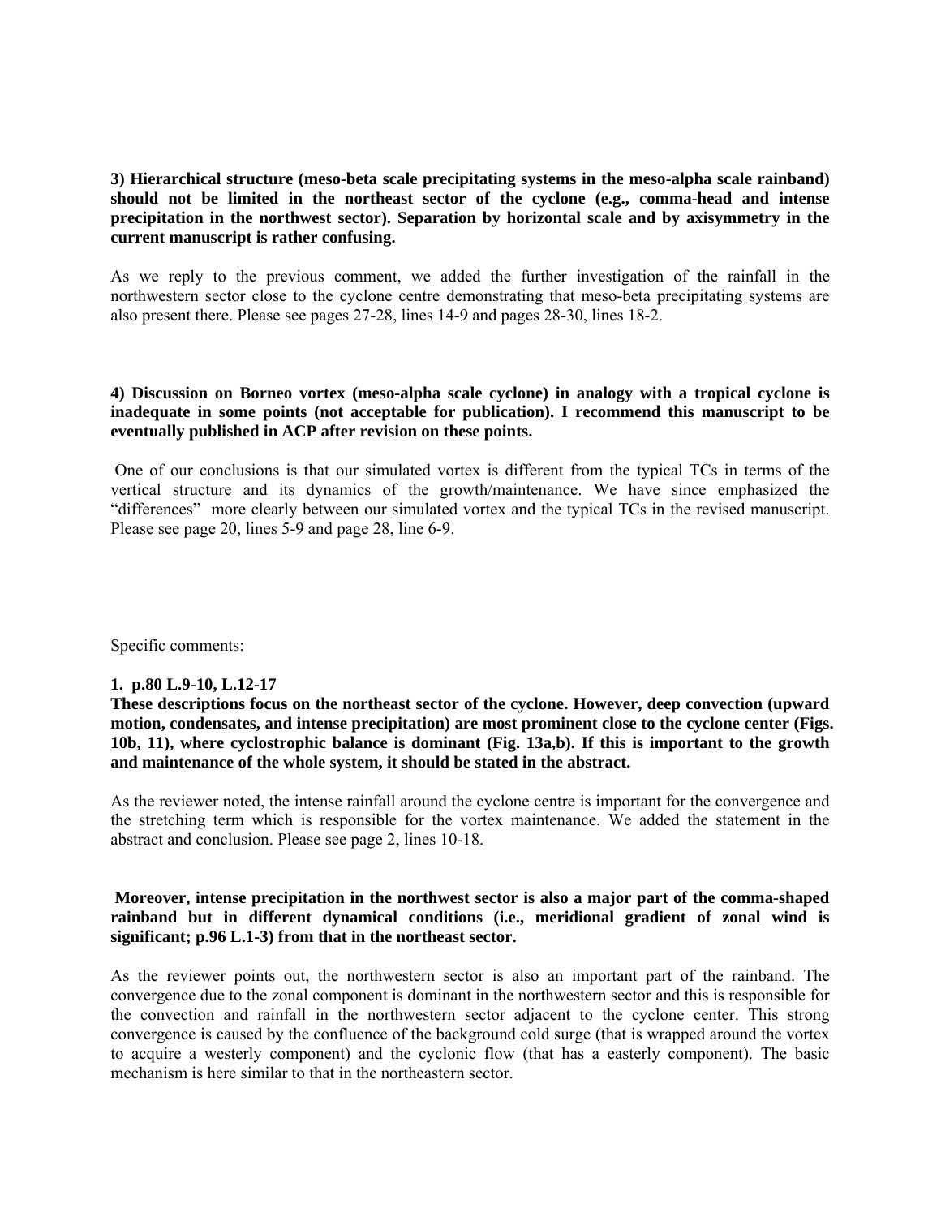**3) Hierarchical structure (meso-beta scale precipitating systems in the meso-alpha scale rainband) should not be limited in the northeast sector of the cyclone (e.g., comma-head and intense precipitation in the northwest sector). Separation by horizontal scale and by axisymmetry in the current manuscript is rather confusing.**

As we reply to the previous comment, we added the further investigation of the rainfall in the northwestern sector close to the cyclone centre demonstrating that meso-beta precipitating systems are also present there. Please see pages 27-28, lines 14-9 and pages 28-30, lines 18-2.

**4) Discussion on Borneo vortex (meso-alpha scale cyclone) in analogy with a tropical cyclone is inadequate in some points (not acceptable for publication). I recommend this manuscript to be eventually published in ACP after revision on these points.**

One of our conclusions is that our simulated vortex is different from the typical TCs in terms of the vertical structure and its dynamics of the growth/maintenance. We have since emphasized the "differences" more clearly between our simulated vortex and the typical TCs in the revised manuscript. Please see page 20, lines 5-9 and page 28, line 6-9.

Specific comments:

**1. p.80 L.9-10, L.12-17**
**These descriptions focus on the northeast sector of the cyclone. However, deep convection (upward motion, condensates, and intense precipitation) are most prominent close to the cyclone center (Figs. 10b, 11), where cyclostrophic balance is dominant (Fig. 13a,b). If this is important to the growth and maintenance of the whole system, it should be stated in the abstract.**

As the reviewer noted, the intense rainfall around the cyclone centre is important for the convergence and the stretching term which is responsible for the vortex maintenance. We added the statement in the abstract and conclusion. Please see page 2, lines 10-18.

**Moreover, intense precipitation in the northwest sector is also a major part of the comma-shaped rainband but in different dynamical conditions (i.e., meridional gradient of zonal wind is significant; p.96 L.1-3) from that in the northeast sector.**

As the reviewer points out, the northwestern sector is also an important part of the rainband. The convergence due to the zonal component is dominant in the northwestern sector and this is responsible for the convection and rainfall in the northwestern sector adjacent to the cyclone center. This strong convergence is caused by the confluence of the background cold surge (that is wrapped around the vortex to acquire a westerly component) and the cyclonic flow (that has a easterly component). The basic mechanism is here similar to that in the northeastern sector.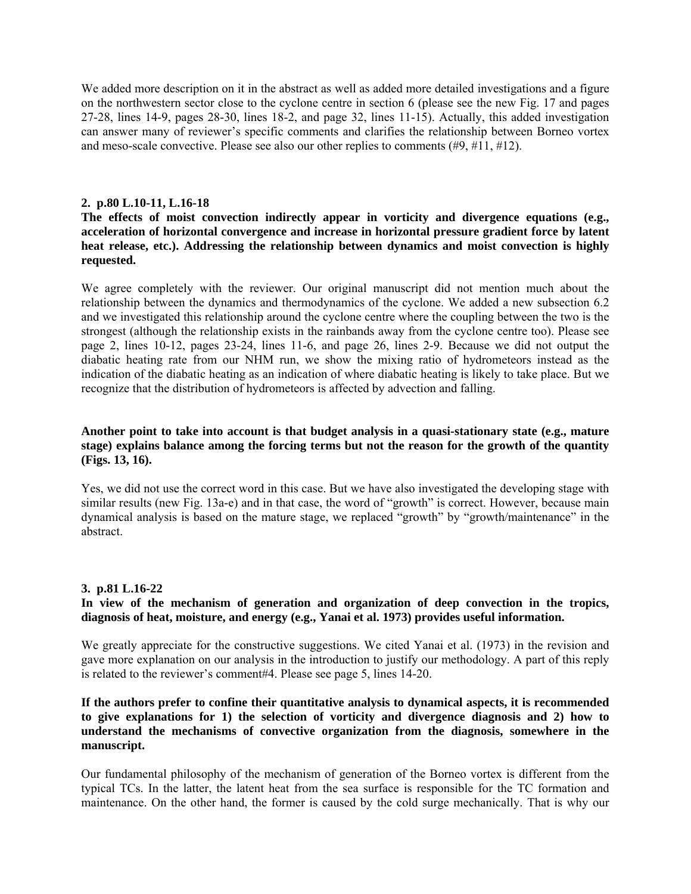We added more description on it in the abstract as well as added more detailed investigations and a figure on the northwestern sector close to the cyclone centre in section 6 (please see the new Fig. 17 and pages 27-28, lines 14-9, pages 28-30, lines 18-2, and page 32, lines 11-15). Actually, this added investigation can answer many of reviewer's specific comments and clarifies the relationship between Borneo vortex and meso-scale convective. Please see also our other replies to comments (#9, #11, #12).

**2. p.80 L.10-11, L.16-18**

**The effects of moist convection indirectly appear in vorticity and divergence equations (e.g., acceleration of horizontal convergence and increase in horizontal pressure gradient force by latent heat release, etc.). Addressing the relationship between dynamics and moist convection is highly requested.**

We agree completely with the reviewer. Our original manuscript did not mention much about the relationship between the dynamics and thermodynamics of the cyclone. We added a new subsection 6.2 and we investigated this relationship around the cyclone centre where the coupling between the two is the strongest (although the relationship exists in the rainbands away from the cyclone centre too). Please see page 2, lines 10-12, pages 23-24, lines 11-6, and page 26, lines 2-9. Because we did not output the diabatic heating rate from our NHM run, we show the mixing ratio of hydrometeors instead as the indication of the diabatic heating as an indication of where diabatic heating is likely to take place. But we recognize that the distribution of hydrometeors is affected by advection and falling.

**Another point to take into account is that budget analysis in a quasi-stationary state (e.g., mature stage) explains balance among the forcing terms but not the reason for the growth of the quantity (Figs. 13, 16).**

Yes, we did not use the correct word in this case. But we have also investigated the developing stage with similar results (new Fig. 13a-e) and in that case, the word of "growth" is correct. However, because main dynamical analysis is based on the mature stage, we replaced "growth" by "growth/maintenance" in the abstract.

**3. p.81 L.16-22**

**In view of the mechanism of generation and organization of deep convection in the tropics, diagnosis of heat, moisture, and energy (e.g., Yanai et al. 1973) provides useful information.**

We greatly appreciate for the constructive suggestions. We cited Yanai et al. (1973) in the revision and gave more explanation on our analysis in the introduction to justify our methodology. A part of this reply is related to the reviewer's comment#4. Please see page 5, lines 14-20.

**If the authors prefer to confine their quantitative analysis to dynamical aspects, it is recommended to give explanations for 1) the selection of vorticity and divergence diagnosis and 2) how to understand the mechanisms of convective organization from the diagnosis, somewhere in the manuscript.**

Our fundamental philosophy of the mechanism of generation of the Borneo vortex is different from the typical TCs. In the latter, the latent heat from the sea surface is responsible for the TC formation and maintenance. On the other hand, the former is caused by the cold surge mechanically. That is why our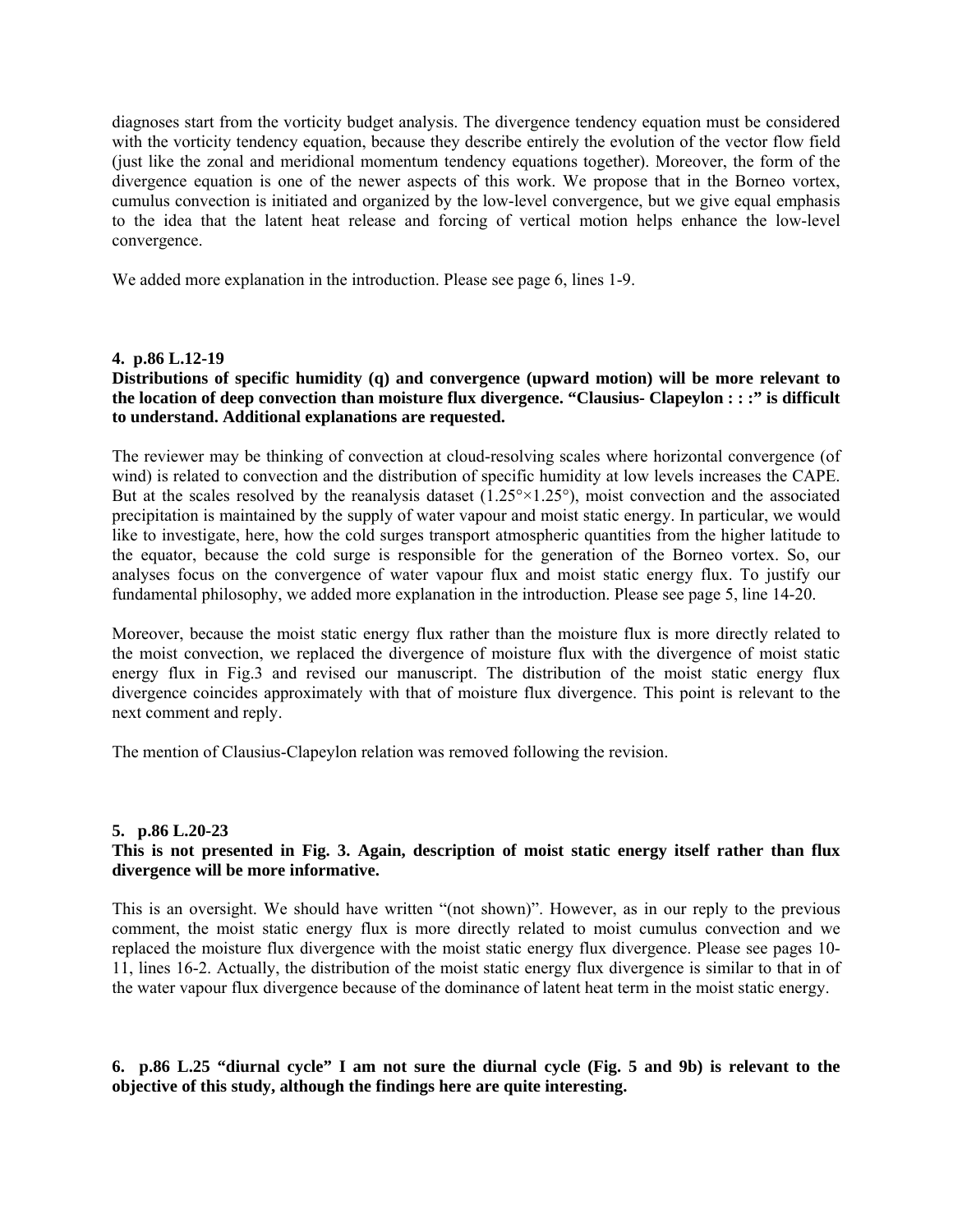diagnoses start from the vorticity budget analysis. The divergence tendency equation must be considered with the vorticity tendency equation, because they describe entirely the evolution of the vector flow field (just like the zonal and meridional momentum tendency equations together). Moreover, the form of the divergence equation is one of the newer aspects of this work. We propose that in the Borneo vortex, cumulus convection is initiated and organized by the low-level convergence, but we give equal emphasis to the idea that the latent heat release and forcing of vertical motion helps enhance the low-level convergence.

We added more explanation in the introduction. Please see page 6, lines 1-9.

**4. p.86 L.12-19**

**Distributions of specific humidity (q) and convergence (upward motion) will be more relevant to the location of deep convection than moisture flux divergence. "Clausius- Clapeylon : : :" is difficult to understand. Additional explanations are requested.**

The reviewer may be thinking of convection at cloud-resolving scales where horizontal convergence (of wind) is related to convection and the distribution of specific humidity at low levels increases the CAPE. But at the scales resolved by the reanalysis dataset (1.25°×1.25°), moist convection and the associated precipitation is maintained by the supply of water vapour and moist static energy. In particular, we would like to investigate, here, how the cold surges transport atmospheric quantities from the higher latitude to the equator, because the cold surge is responsible for the generation of the Borneo vortex. So, our analyses focus on the convergence of water vapour flux and moist static energy flux. To justify our fundamental philosophy, we added more explanation in the introduction. Please see page 5, line 14-20.

Moreover, because the moist static energy flux rather than the moisture flux is more directly related to the moist convection, we replaced the divergence of moisture flux with the divergence of moist static energy flux in Fig.3 and revised our manuscript. The distribution of the moist static energy flux divergence coincides approximately with that of moisture flux divergence. This point is relevant to the next comment and reply.

The mention of Clausius-Clapeylon relation was removed following the revision.

**5. p.86 L.20-23**

**This is not presented in Fig. 3. Again, description of moist static energy itself rather than flux divergence will be more informative.**

This is an oversight. We should have written "(not shown)". However, as in our reply to the previous comment, the moist static energy flux is more directly related to moist cumulus convection and we replaced the moisture flux divergence with the moist static energy flux divergence. Please see pages 10-11, lines 16-2. Actually, the distribution of the moist static energy flux divergence is similar to that in of the water vapour flux divergence because of the dominance of latent heat term in the moist static energy.

**6. p.86 L.25 "diurnal cycle" I am not sure the diurnal cycle (Fig. 5 and 9b) is relevant to the objective of this study, although the findings here are quite interesting.**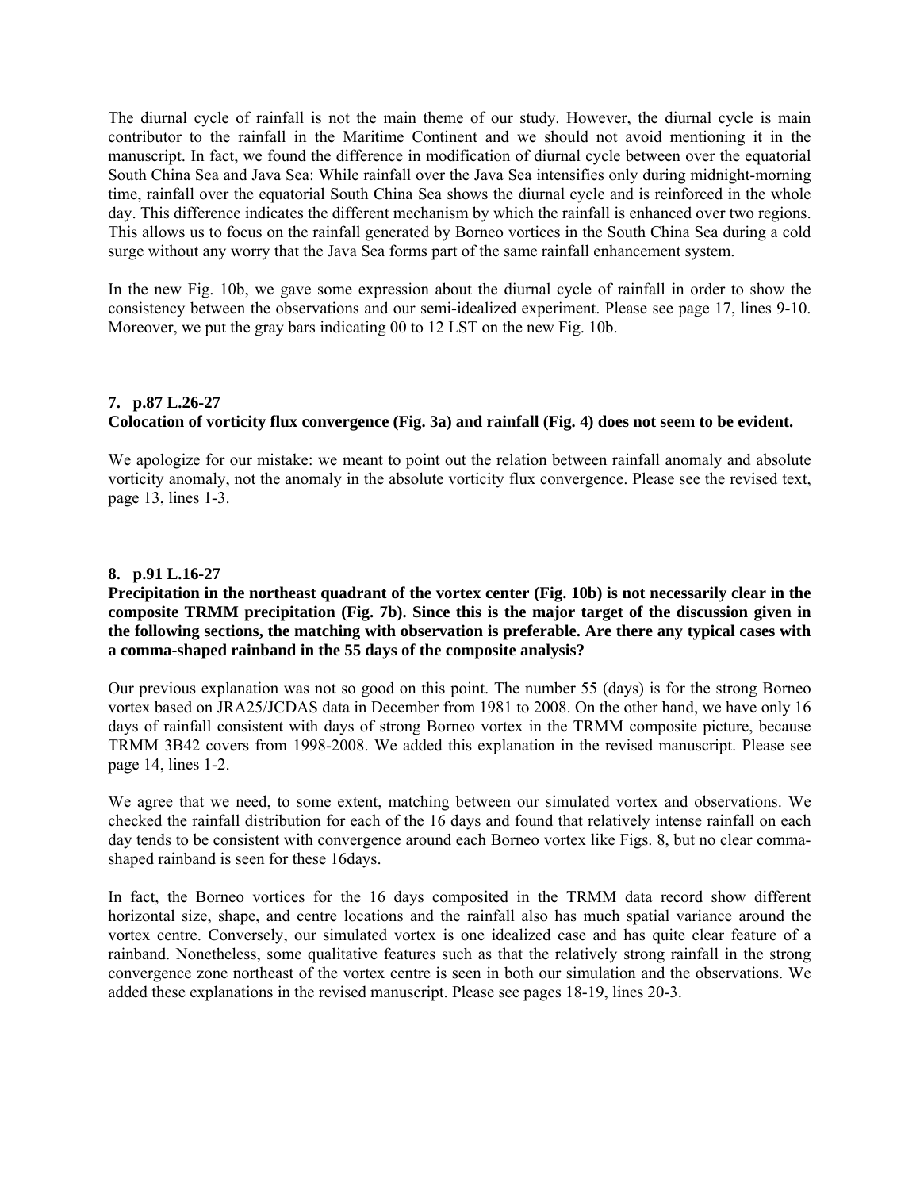The diurnal cycle of rainfall is not the main theme of our study. However, the diurnal cycle is main contributor to the rainfall in the Maritime Continent and we should not avoid mentioning it in the manuscript. In fact, we found the difference in modification of diurnal cycle between over the equatorial South China Sea and Java Sea: While rainfall over the Java Sea intensifies only during midnight-morning time, rainfall over the equatorial South China Sea shows the diurnal cycle and is reinforced in the whole day. This difference indicates the different mechanism by which the rainfall is enhanced over two regions. This allows us to focus on the rainfall generated by Borneo vortices in the South China Sea during a cold surge without any worry that the Java Sea forms part of the same rainfall enhancement system.

In the new Fig. 10b, we gave some expression about the diurnal cycle of rainfall in order to show the consistency between the observations and our semi-idealized experiment. Please see page 17, lines 9-10. Moreover, we put the gray bars indicating 00 to 12 LST on the new Fig. 10b.

**7. p.87 L.26-27**
**Colocation of vorticity flux convergence (Fig. 3a) and rainfall (Fig. 4) does not seem to be evident.**

We apologize for our mistake: we meant to point out the relation between rainfall anomaly and absolute vorticity anomaly, not the anomaly in the absolute vorticity flux convergence. Please see the revised text, page 13, lines 1-3.

**8. p.91 L.16-27**
**Precipitation in the northeast quadrant of the vortex center (Fig. 10b) is not necessarily clear in the composite TRMM precipitation (Fig. 7b). Since this is the major target of the discussion given in the following sections, the matching with observation is preferable. Are there any typical cases with a comma-shaped rainband in the 55 days of the composite analysis?**

Our previous explanation was not so good on this point. The number 55 (days) is for the strong Borneo vortex based on JRA25/JCDAS data in December from 1981 to 2008. On the other hand, we have only 16 days of rainfall consistent with days of strong Borneo vortex in the TRMM composite picture, because TRMM 3B42 covers from 1998-2008. We added this explanation in the revised manuscript. Please see page 14, lines 1-2.

We agree that we need, to some extent, matching between our simulated vortex and observations. We checked the rainfall distribution for each of the 16 days and found that relatively intense rainfall on each day tends to be consistent with convergence around each Borneo vortex like Figs. 8, but no clear comma-shaped rainband is seen for these 16days.

In fact, the Borneo vortices for the 16 days composited in the TRMM data record show different horizontal size, shape, and centre locations and the rainfall also has much spatial variance around the vortex centre. Conversely, our simulated vortex is one idealized case and has quite clear feature of a rainband. Nonetheless, some qualitative features such as that the relatively strong rainfall in the strong convergence zone northeast of the vortex centre is seen in both our simulation and the observations. We added these explanations in the revised manuscript. Please see pages 18-19, lines 20-3.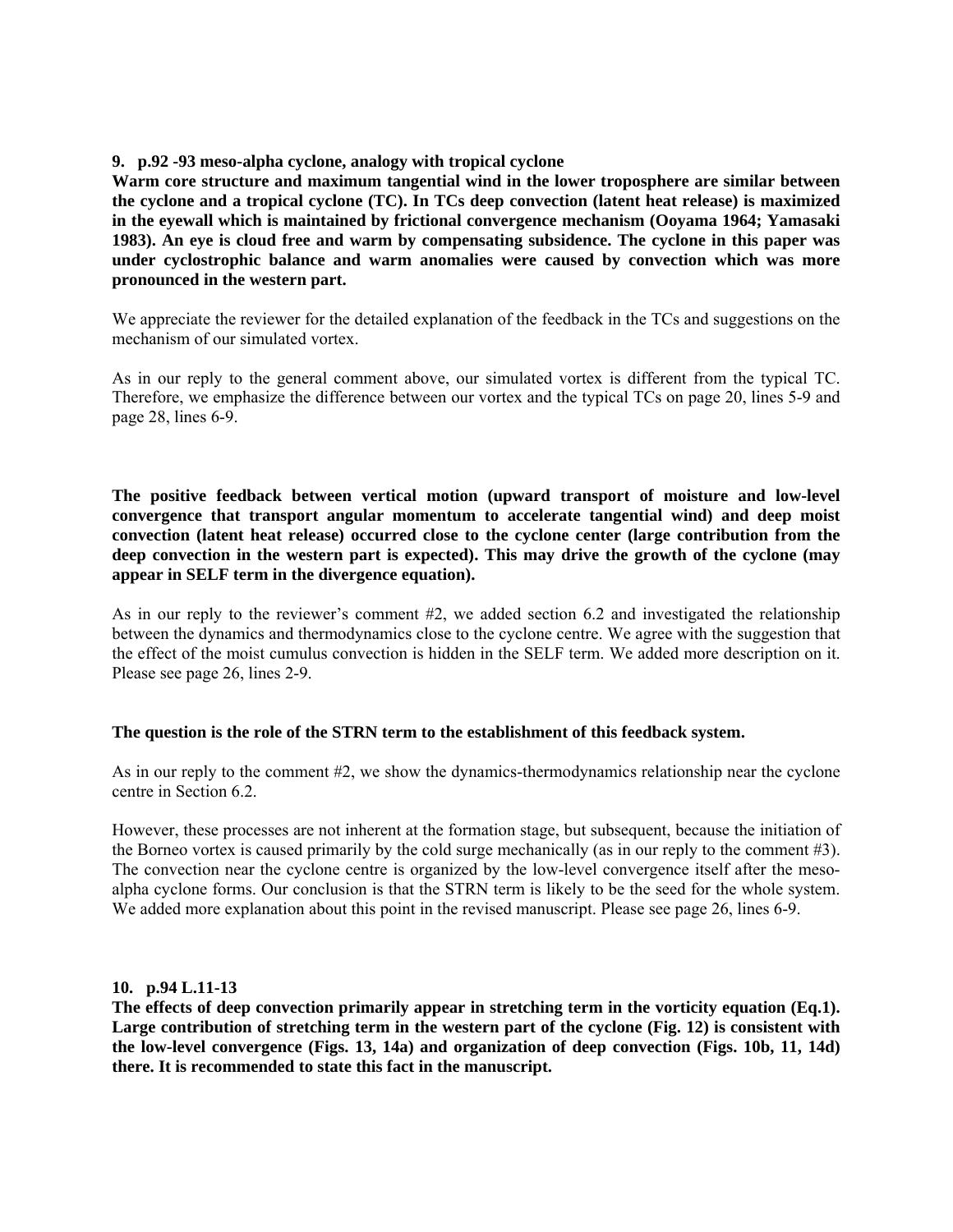**9. p.92 -93 meso-alpha cyclone, analogy with tropical cyclone**

**Warm core structure and maximum tangential wind in the lower troposphere are similar between the cyclone and a tropical cyclone (TC). In TCs deep convection (latent heat release) is maximized in the eyewall which is maintained by frictional convergence mechanism (Ooyama 1964; Yamasaki 1983). An eye is cloud free and warm by compensating subsidence. The cyclone in this paper was under cyclostrophic balance and warm anomalies were caused by convection which was more pronounced in the western part.**

We appreciate the reviewer for the detailed explanation of the feedback in the TCs and suggestions on the mechanism of our simulated vortex.

As in our reply to the general comment above, our simulated vortex is different from the typical TC. Therefore, we emphasize the difference between our vortex and the typical TCs on page 20, lines 5-9 and page 28, lines 6-9.

**The positive feedback between vertical motion (upward transport of moisture and low-level convergence that transport angular momentum to accelerate tangential wind) and deep moist convection (latent heat release) occurred close to the cyclone center (large contribution from the deep convection in the western part is expected). This may drive the growth of the cyclone (may appear in SELF term in the divergence equation).**

As in our reply to the reviewer's comment #2, we added section 6.2 and investigated the relationship between the dynamics and thermodynamics close to the cyclone centre. We agree with the suggestion that the effect of the moist cumulus convection is hidden in the SELF term. We added more description on it. Please see page 26, lines 2-9.

**The question is the role of the STRN term to the establishment of this feedback system.**

As in our reply to the comment #2, we show the dynamics-thermodynamics relationship near the cyclone centre in Section 6.2.

However, these processes are not inherent at the formation stage, but subsequent, because the initiation of the Borneo vortex is caused primarily by the cold surge mechanically (as in our reply to the comment #3). The convection near the cyclone centre is organized by the low-level convergence itself after the meso-alpha cyclone forms. Our conclusion is that the STRN term is likely to be the seed for the whole system. We added more explanation about this point in the revised manuscript. Please see page 26, lines 6-9.

**10. p.94 L.11-13**

**The effects of deep convection primarily appear in stretching term in the vorticity equation (Eq.1). Large contribution of stretching term in the western part of the cyclone (Fig. 12) is consistent with the low-level convergence (Figs. 13, 14a) and organization of deep convection (Figs. 10b, 11, 14d) there. It is recommended to state this fact in the manuscript.**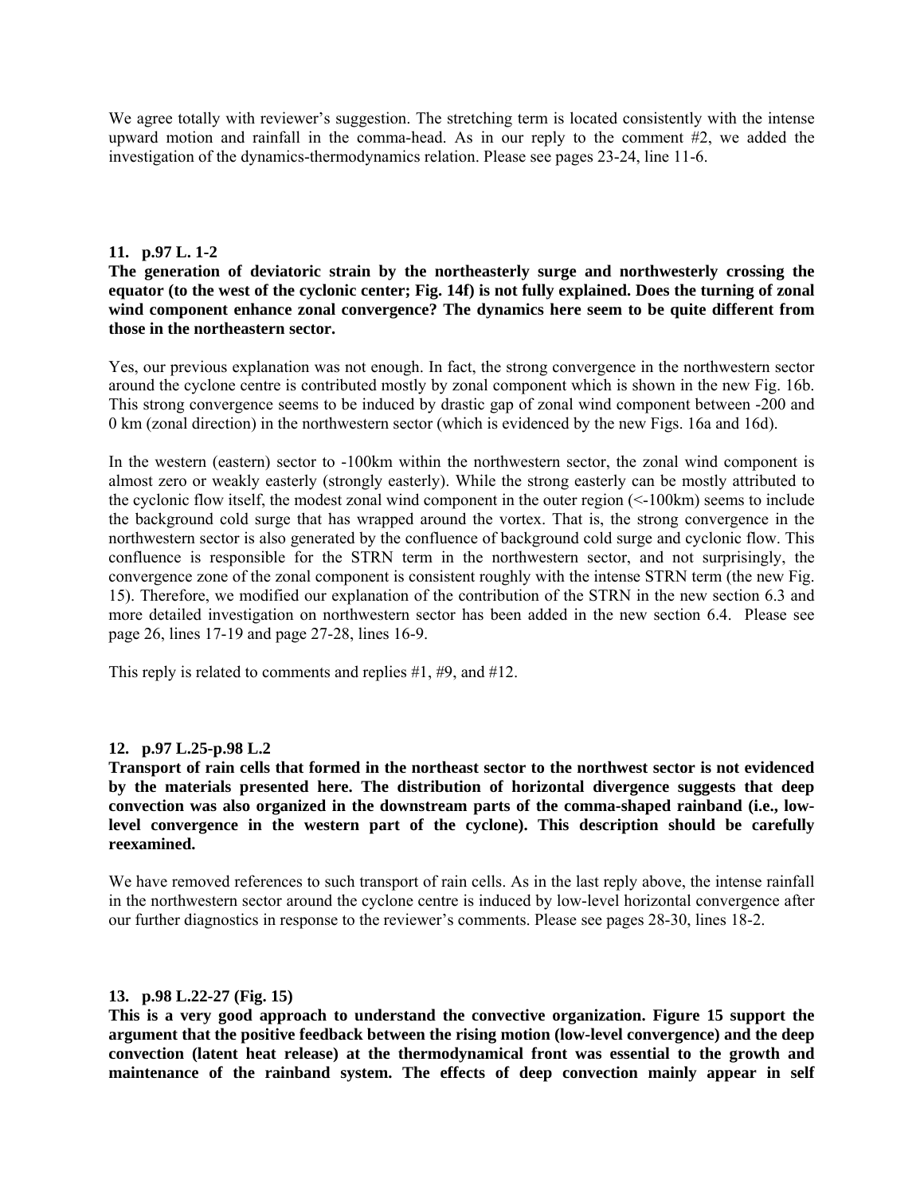We agree totally with reviewer's suggestion. The stretching term is located consistently with the intense upward motion and rainfall in the comma-head. As in our reply to the comment #2, we added the investigation of the dynamics-thermodynamics relation. Please see pages 23-24, line 11-6.

**11. p.97 L. 1-2**

**The generation of deviatoric strain by the northeasterly surge and northwesterly crossing the equator (to the west of the cyclonic center; Fig. 14f) is not fully explained. Does the turning of zonal wind component enhance zonal convergence? The dynamics here seem to be quite different from those in the northeastern sector.**

Yes, our previous explanation was not enough. In fact, the strong convergence in the northwestern sector around the cyclone centre is contributed mostly by zonal component which is shown in the new Fig. 16b. This strong convergence seems to be induced by drastic gap of zonal wind component between -200 and 0 km (zonal direction) in the northwestern sector (which is evidenced by the new Figs. 16a and 16d).

In the western (eastern) sector to -100km within the northwestern sector, the zonal wind component is almost zero or weakly easterly (strongly easterly). While the strong easterly can be mostly attributed to the cyclonic flow itself, the modest zonal wind component in the outer region (<-100km) seems to include the background cold surge that has wrapped around the vortex. That is, the strong convergence in the northwestern sector is also generated by the confluence of background cold surge and cyclonic flow. This confluence is responsible for the STRN term in the northwestern sector, and not surprisingly, the convergence zone of the zonal component is consistent roughly with the intense STRN term (the new Fig. 15). Therefore, we modified our explanation of the contribution of the STRN in the new section 6.3 and more detailed investigation on northwestern sector has been added in the new section 6.4. Please see page 26, lines 17-19 and page 27-28, lines 16-9.

This reply is related to comments and replies #1, #9, and #12.

**12. p.97 L.25-p.98 L.2**

**Transport of rain cells that formed in the northeast sector to the northwest sector is not evidenced by the materials presented here. The distribution of horizontal divergence suggests that deep convection was also organized in the downstream parts of the comma-shaped rainband (i.e., low-level convergence in the western part of the cyclone). This description should be carefully reexamined.**

We have removed references to such transport of rain cells. As in the last reply above, the intense rainfall in the northwestern sector around the cyclone centre is induced by low-level horizontal convergence after our further diagnostics in response to the reviewer's comments. Please see pages 28-30, lines 18-2.

**13. p.98 L.22-27 (Fig. 15)**

**This is a very good approach to understand the convective organization. Figure 15 support the argument that the positive feedback between the rising motion (low-level convergence) and the deep convection (latent heat release) at the thermodynamical front was essential to the growth and maintenance of the rainband system. The effects of deep convection mainly appear in self**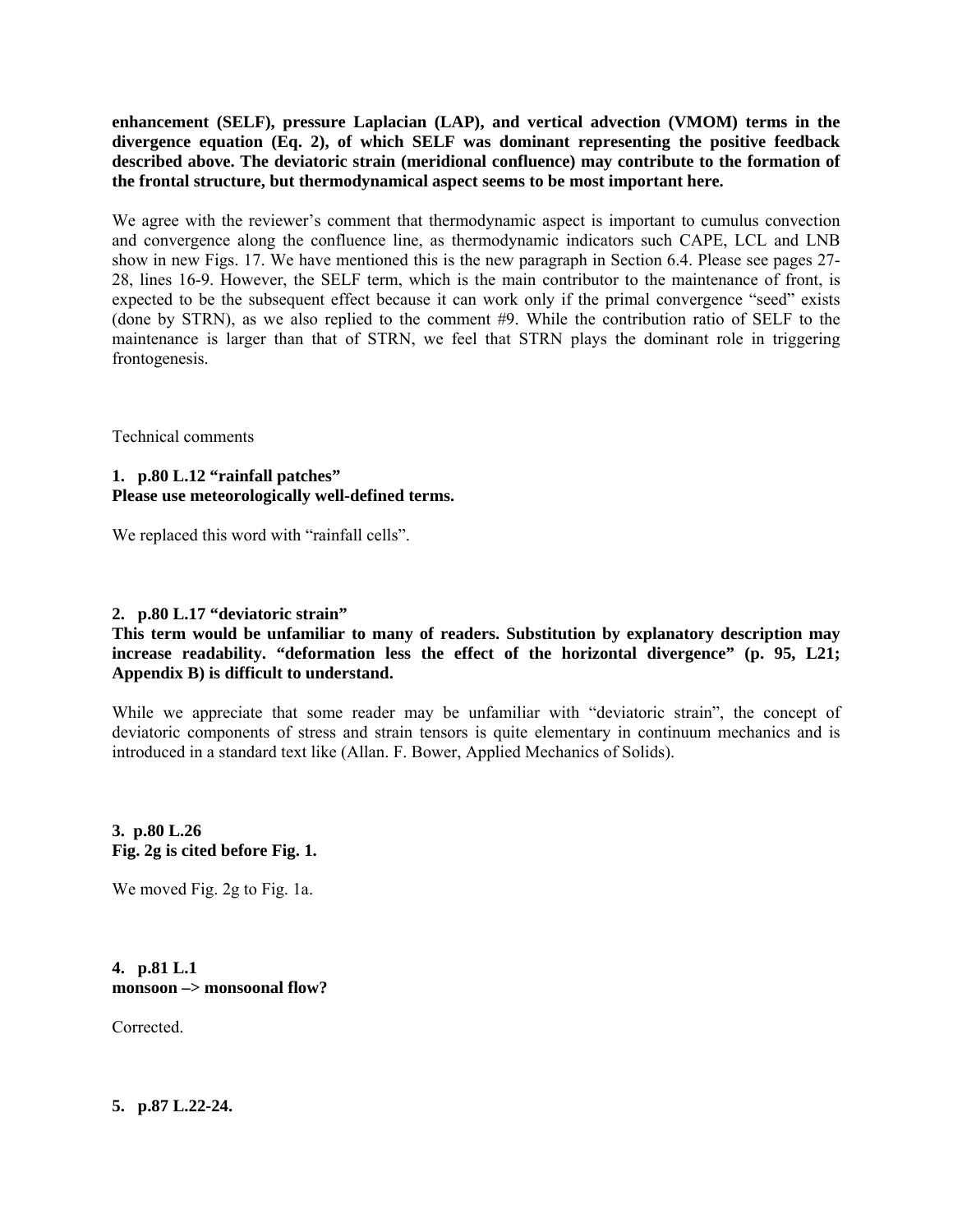**enhancement (SELF), pressure Laplacian (LAP), and vertical advection (VMOM) terms in the divergence equation (Eq. 2), of which SELF was dominant representing the positive feedback described above. The deviatoric strain (meridional confluence) may contribute to the formation of the frontal structure, but thermodynamical aspect seems to be most important here.**

We agree with the reviewer's comment that thermodynamic aspect is important to cumulus convection and convergence along the confluence line, as thermodynamic indicators such CAPE, LCL and LNB show in new Figs. 17. We have mentioned this is the new paragraph in Section 6.4. Please see pages 27-28, lines 16-9. However, the SELF term, which is the main contributor to the maintenance of front, is expected to be the subsequent effect because it can work only if the primal convergence "seed" exists (done by STRN), as we also replied to the comment #9. While the contribution ratio of SELF to the maintenance is larger than that of STRN, we feel that STRN plays the dominant role in triggering frontogenesis.

Technical comments

**1. p.80 L.12 "rainfall patches"**
**Please use meteorologically well-defined terms.**

We replaced this word with "rainfall cells".

**2. p.80 L.17 "deviatoric strain"**
**This term would be unfamiliar to many of readers. Substitution by explanatory description may increase readability. "deformation less the effect of the horizontal divergence" (p. 95, L21; Appendix B) is difficult to understand.**

While we appreciate that some reader may be unfamiliar with "deviatoric strain", the concept of deviatoric components of stress and strain tensors is quite elementary in continuum mechanics and is introduced in a standard text like (Allan. F. Bower, Applied Mechanics of Solids).

**3. p.80 L.26**
**Fig. 2g is cited before Fig. 1.**

We moved Fig. 2g to Fig. 1a.

**4. p.81 L.1**
**monsoon –> monsoonal flow?**

Corrected.

**5. p.87 L.22-24.**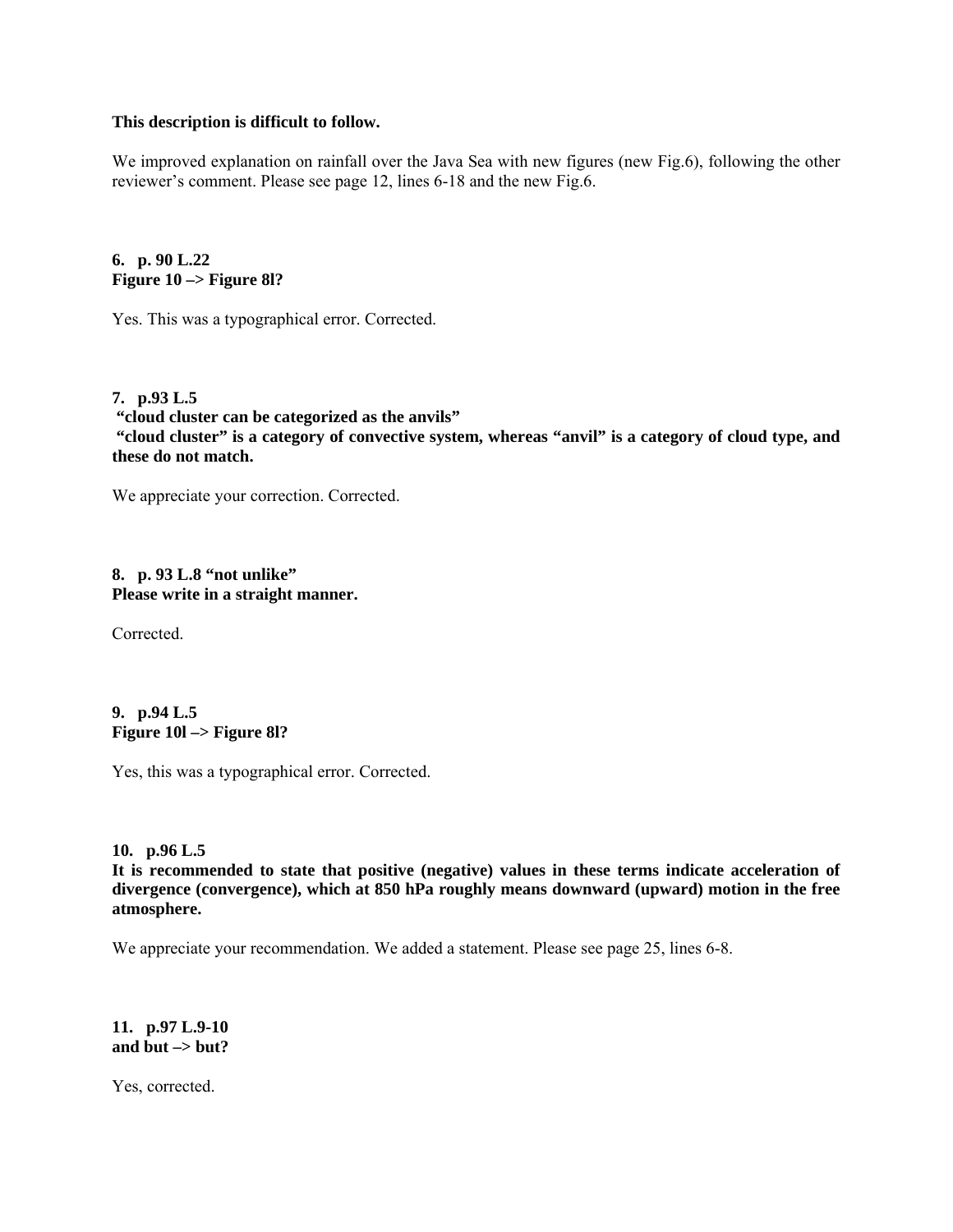**This description is difficult to follow.**

We improved explanation on rainfall over the Java Sea with new figures (new Fig.6), following the other reviewer's comment. Please see page 12, lines 6-18 and the new Fig.6.

**6. p. 90 L.22**
**Figure 10 –> Figure 8l?**

Yes. This was a typographical error. Corrected.

**7. p.93 L.5**
**"cloud cluster can be categorized as the anvils"**
**"cloud cluster" is a category of convective system, whereas "anvil" is a category of cloud type, and these do not match.**

We appreciate your correction. Corrected.

**8. p. 93 L.8 "not unlike"**
**Please write in a straight manner.**

Corrected.

**9. p.94 L.5**
**Figure 10l –> Figure 8l?**

Yes, this was a typographical error. Corrected.

**10. p.96 L.5**
**It is recommended to state that positive (negative) values in these terms indicate acceleration of divergence (convergence), which at 850 hPa roughly means downward (upward) motion in the free atmosphere.**

We appreciate your recommendation. We added a statement. Please see page 25, lines 6-8.

**11. p.97 L.9-10**
**and but –> but?**

Yes, corrected.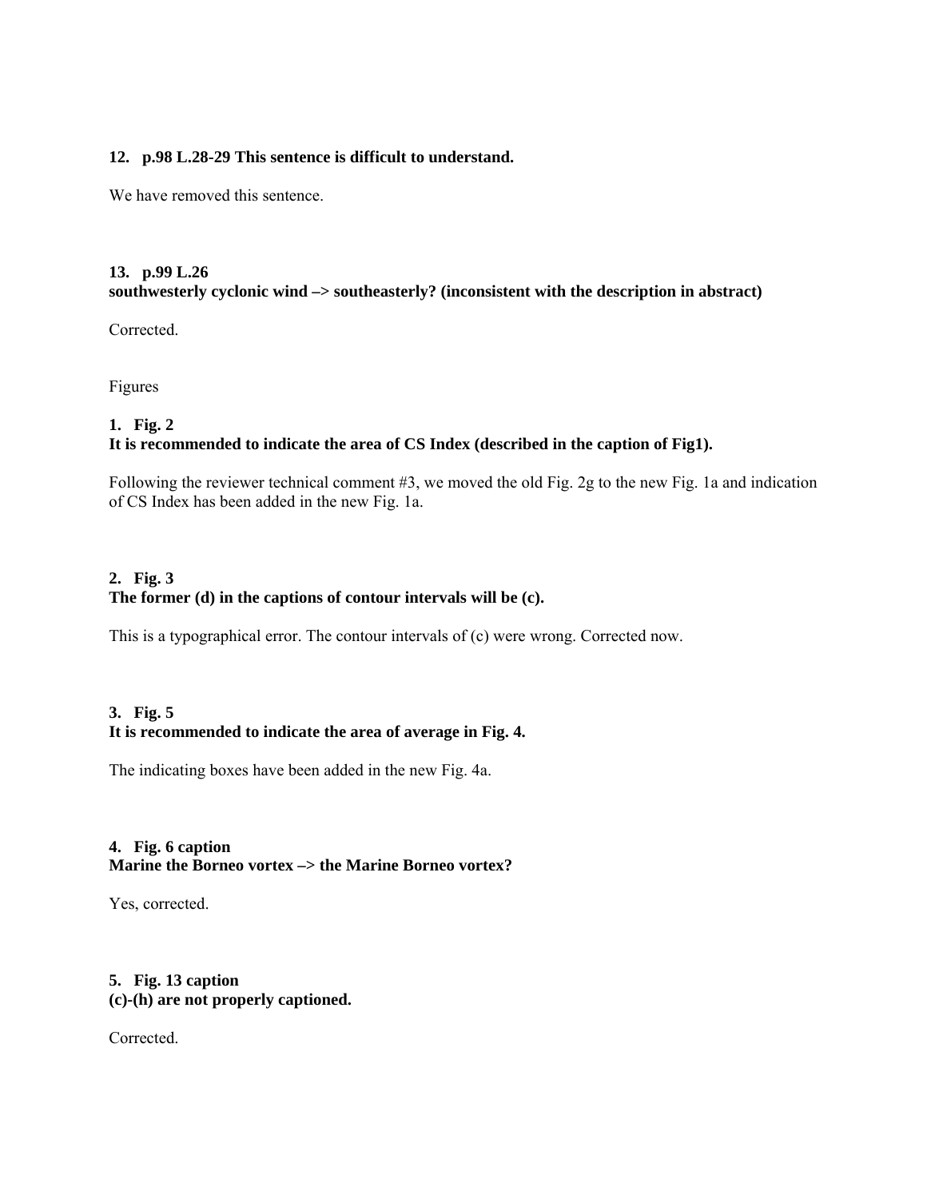**12. p.98 L.28-29 This sentence is difficult to understand.**

We have removed this sentence.

**13. p.99 L.26**
**southwesterly cyclonic wind –> southeasterly? (inconsistent with the description in abstract)**

Corrected.

Figures

**1. Fig. 2**
**It is recommended to indicate the area of CS Index (described in the caption of Fig1).**

Following the reviewer technical comment #3, we moved the old Fig. 2g to the new Fig. 1a and indication of CS Index has been added in the new Fig. 1a.

**2. Fig. 3**
**The former (d) in the captions of contour intervals will be (c).**

This is a typographical error. The contour intervals of (c) were wrong. Corrected now.

**3. Fig. 5**
**It is recommended to indicate the area of average in Fig. 4.**

The indicating boxes have been added in the new Fig. 4a.

**4. Fig. 6 caption**
**Marine the Borneo vortex –> the Marine Borneo vortex?**

Yes, corrected.

**5. Fig. 13 caption**
**(c)-(h) are not properly captioned.**

Corrected.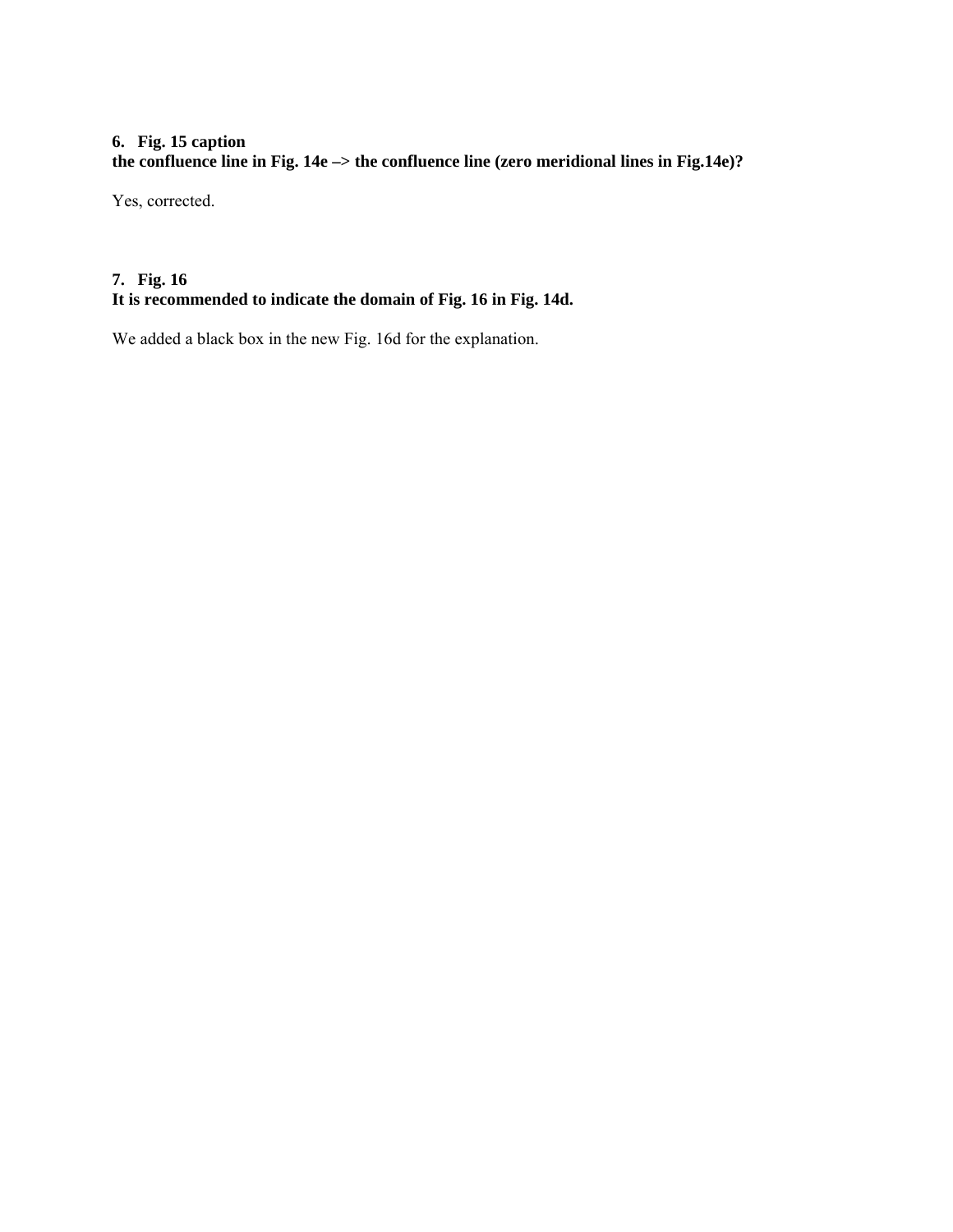**6. Fig. 15 caption**
**the confluence line in Fig. 14e –> the confluence line (zero meridional lines in Fig.14e)?**

Yes, corrected.

**7. Fig. 16**
**It is recommended to indicate the domain of Fig. 16 in Fig. 14d.**

We added a black box in the new Fig. 16d for the explanation.